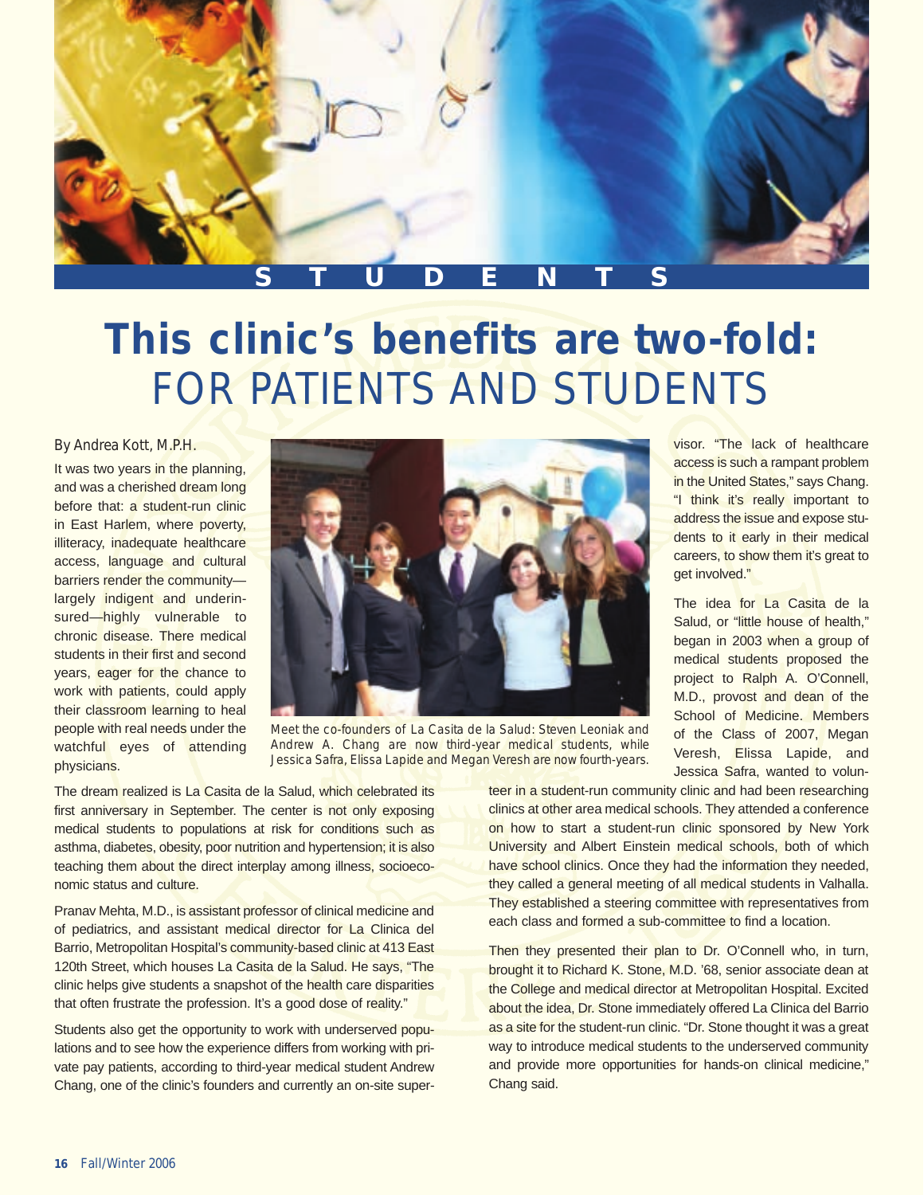STUDENTS

# This clinic's benefits are two-fold: FOR PATIENTS AND STUDENTS

By Andrea Kott, M.P.H.

It was two years in the planning, and was a cherished dream long before that: a student-run clinic in East Harlem, where poverty, illiteracy, inadequate healthcare access, language and cultural barriers render the community—largely indigent and underinsured—highly vulnerable to chronic disease. There medical students in their first and second years, eager for the chance to work with patients, could apply their classroom learning to heal people with real needs under the watchful eyes of attending physicians.

Meet the co-founders of La Casita de la Salud: Steven Leoniak and Andrew A. Chang are now third-year medical students, while Jessica Safra, Elissa Lapide and Megan Veresh are now fourth-years.

The dream realized is La Casita de la Salud, which celebrated its first anniversary in September. The center is not only exposing medical students to populations at risk for conditions such as asthma, diabetes, obesity, poor nutrition and hypertension; it is also teaching them about the direct interplay among illness, socioeconomic status and culture.

Pranav Mehta, M.D., is assistant professor of clinical medicine and of pediatrics, and assistant medical director for La Clinica del Barrio, Metropolitan Hospital's community-based clinic at 413 East 120th Street, which houses La Casita de la Salud. He says, "The clinic helps give students a snapshot of the health care disparities that often frustrate the profession. It's a good dose of reality."

Students also get the opportunity to work with underserved populations and to see how the experience differs from working with private pay patients, according to third-year medical student Andrew Chang, one of the clinic's founders and currently an on-site supervisor. "The lack of healthcare access is such a rampant problem in the United States," says Chang. "I think it's really important to address the issue and expose students to it early in their medical careers, to show them it's great to get involved."

The idea for La Casita de la Salud, or "little house of health," began in 2003 when a group of medical students proposed the project to Ralph A. O'Connell, M.D., provost and dean of the School of Medicine. Members of the Class of 2007, Megan Veresh, Elissa Lapide, and Jessica Safra, wanted to volunteer in a student-run community clinic and had been researching clinics at other area medical schools. They attended a conference on how to start a student-run clinic sponsored by New York University and Albert Einstein medical schools, both of which have school clinics. Once they had the information they needed, they called a general meeting of all medical students in Valhalla. They established a steering committee with representatives from each class and formed a sub-committee to find a location.

Then they presented their plan to Dr. O'Connell who, in turn, brought it to Richard K. Stone, M.D. '68, senior associate dean at the College and medical director at Metropolitan Hospital. Excited about the idea, Dr. Stone immediately offered La Clinica del Barrio as a site for the student-run clinic. "Dr. Stone thought it was a great way to introduce medical students to the underserved community and provide more opportunities for hands-on clinical medicine," Chang said.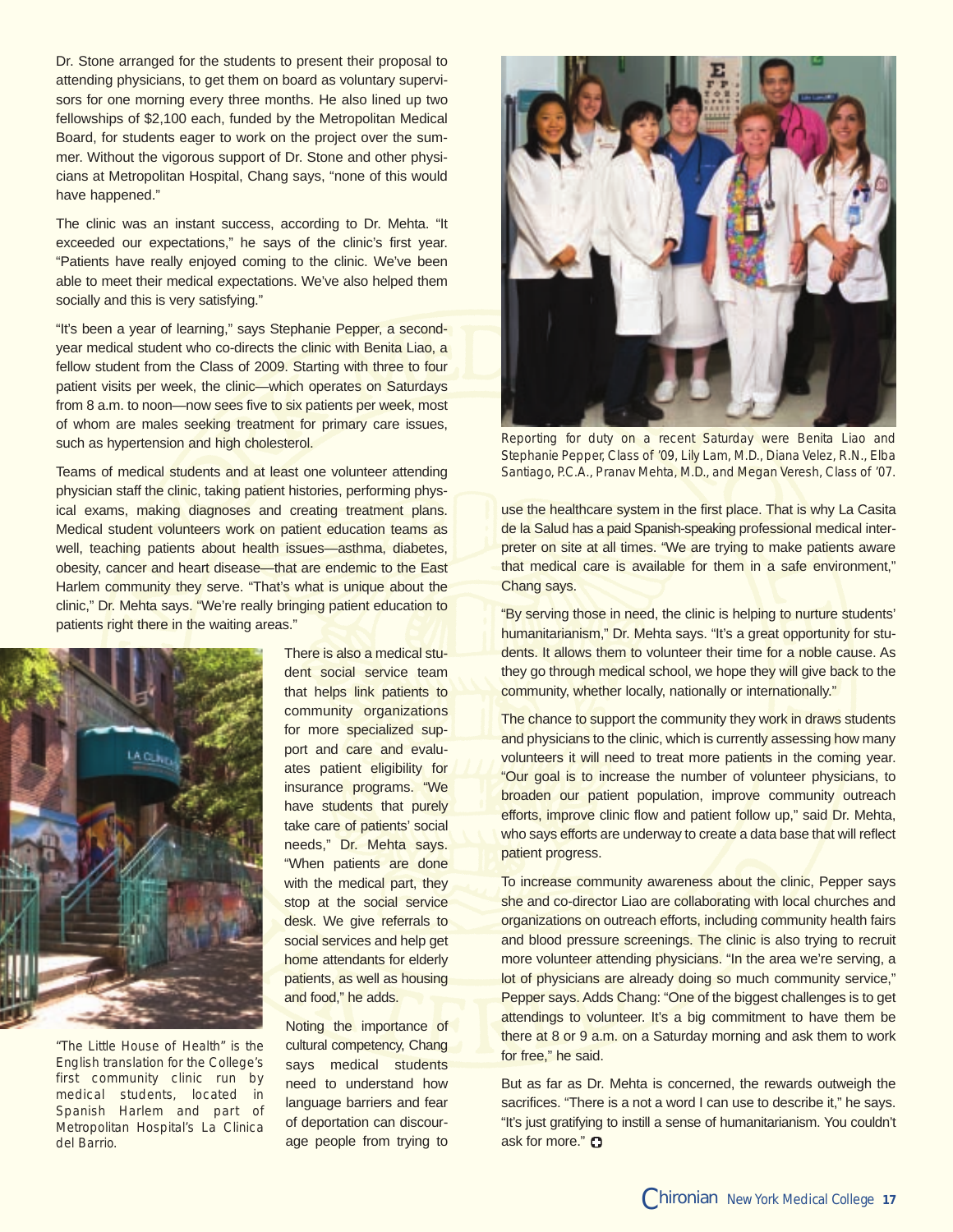Dr. Stone arranged for the students to present their proposal to attending physicians, to get them on board as voluntary supervisors for one morning every three months. He also lined up two fellowships of $2,100 each, funded by the Metropolitan Medical Board, for students eager to work on the project over the summer. Without the vigorous support of Dr. Stone and other physicians at Metropolitan Hospital, Chang says, "none of this would have happened."

The clinic was an instant success, according to Dr. Mehta. "It exceeded our expectations," he says of the clinic's first year. "Patients have really enjoyed coming to the clinic. We've been able to meet their medical expectations. We've also helped them socially and this is very satisfying."

"It's been a year of learning," says Stephanie Pepper, a second-year medical student who co-directs the clinic with Benita Liao, a fellow student from the Class of 2009. Starting with three to four patient visits per week, the clinic—which operates on Saturdays from 8 a.m. to noon—now sees five to six patients per week, most of whom are males seeking treatment for primary care issues, such as hypertension and high cholesterol.

Teams of medical students and at least one volunteer attending physician staff the clinic, taking patient histories, performing physical exams, making diagnoses and creating treatment plans. Medical student volunteers work on patient education teams as well, teaching patients about health issues—asthma, diabetes, obesity, cancer and heart disease—that are endemic to the East Harlem community they serve. "That's what is unique about the clinic," Dr. Mehta says. "We're really bringing patient education to patients right there in the waiting areas."

"The Little House of Health" is the English translation for the College's first community clinic run by medical students, located in Spanish Harlem and part of Metropolitan Hospital's La Clinica del Barrio.

There is also a medical student social service team that helps link patients to community organizations for more specialized support and care and evaluates patient eligibility for insurance programs. "We have students that purely take care of patients' social needs," Dr. Mehta says. "When patients are done with the medical part, they stop at the social service desk. We give referrals to social services and help get home attendants for elderly patients, as well as housing and food," he adds.

Noting the importance of cultural competency, Chang says medical students need to understand how language barriers and fear of deportation can discourage people from trying to use the healthcare system in the first place. That is why La Casita de la Salud has a paid Spanish-speaking professional medical interpreter on site at all times. "We are trying to make patients aware that medical care is available for them in a safe environment," Chang says.

Reporting for duty on a recent Saturday were Benita Liao and Stephanie Pepper, Class of '09, Lily Lam, M.D., Diana Velez, R.N., Elba Santiago, P.C.A., Pranav Mehta, M.D., and Megan Veresh, Class of '07.

"By serving those in need, the clinic is helping to nurture students' humanitarianism," Dr. Mehta says. "It's a great opportunity for students. It allows them to volunteer their time for a noble cause. As they go through medical school, we hope they will give back to the community, whether locally, nationally or internationally."

The chance to support the community they work in draws students and physicians to the clinic, which is currently assessing how many volunteers it will need to treat more patients in the coming year. "Our goal is to increase the number of volunteer physicians, to broaden our patient population, improve community outreach efforts, improve clinic flow and patient follow up," said Dr. Mehta, who says efforts are underway to create a data base that will reflect patient progress.

To increase community awareness about the clinic, Pepper says she and co-director Liao are collaborating with local churches and organizations on outreach efforts, including community health fairs and blood pressure screenings. The clinic is also trying to recruit more volunteer attending physicians. "In the area we're serving, a lot of physicians are already doing so much community service," Pepper says. Adds Chang: "One of the biggest challenges is to get attendings to volunteer. It's a big commitment to have them be there at 8 or 9 a.m. on a Saturday morning and ask them to work for free," he said.

But as far as Dr. Mehta is concerned, the rewards outweigh the sacrifices. "There is a not a word I can use to describe it," he says. "It's just gratifying to instill a sense of humanitarianism. You couldn't ask for more."